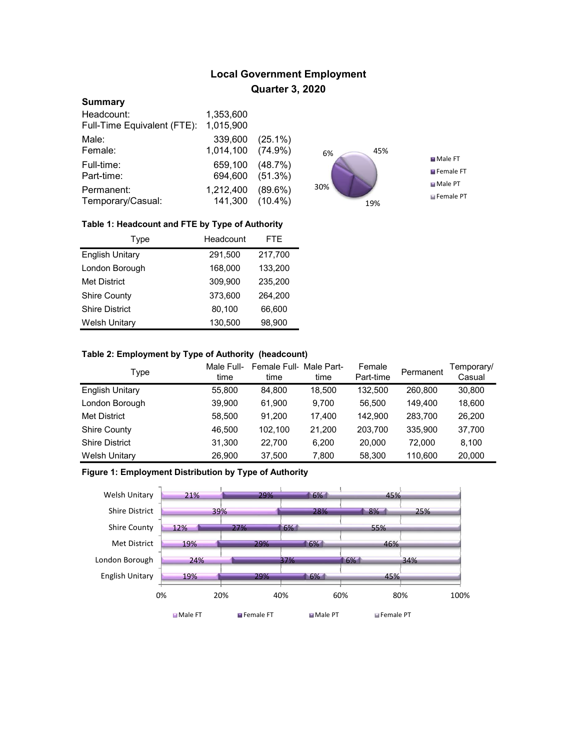# Local Government Employment
## Quarter 3, 2020

### Summary

| | | |
|---|---|---|
| Headcount: | 1,353,600 | |
| Full-Time Equivalent (FTE): | 1,015,900 | |
| Male: | 339,600 | (25.1%) |
| Female: | 1,014,100 | (74.9%) |
| Full-time: | 659,100 | (48.7%) |
| Part-time: | 694,600 | (51.3%) |
| Permanent: | 1,212,400 | (89.6%) |
| Temporary/Casual: | 141,300 | (10.4%) |

6%
45%
30%
19%

Male FT
Female FT
Male PT
Female PT

**Table 1: Headcount and FTE by Type of Authority**

| Type | Headcount | FTE |
|---|---|---|
| English Unitary | 291,500 | 217,700 |
| London Borough | 168,000 | 133,200 |
| Met District | 309,900 | 235,200 |
| Shire County | 373,600 | 264,200 |
| Shire District | 80,100 | 66,600 |
| Welsh Unitary | 130,500 | 98,900 |

**Table 2: Employment by Type of Authority (headcount)**

| Type | Male Full-time | Female Full-time | Male Part-time | Female Part-time | Permanent | Temporary/ Casual |
|---|---|---|---|---|---|---|
| English Unitary | 55,800 | 84,800 | 18,500 | 132,500 | 260,800 | 30,800 |
| London Borough | 39,900 | 61,900 | 9,700 | 56,500 | 149,400 | 18,600 |
| Met District | 58,500 | 91,200 | 17,400 | 142,900 | 283,700 | 26,200 |
| Shire County | 46,500 | 102,100 | 21,200 | 203,700 | 335,900 | 37,700 |
| Shire District | 31,300 | 22,700 | 6,200 | 20,000 | 72,000 | 8,100 |
| Welsh Unitary | 26,900 | 37,500 | 7,800 | 58,300 | 110,600 | 20,000 |

**Figure 1: Employment Distribution by Type of Authority**

| Type | Male FT | Female FT | Male PT | Female PT |
|---|---|---|---|---|
| Welsh Unitary | 21% | 29% | 6% | 45% |
| Shire District | 39% | 28% | 8% | 25% |
| Shire County | 12% | 27% | 6% | 55% |
| Met District | 19% | 29% | 6% | 46% |
| London Borough | 24% | 37% | 6% | 34% |
| English Unitary | 19% | 29% | 6% | 45% |

0% 20% 40% 60% 80% 100%

Male FT Female FT Male PT Female PT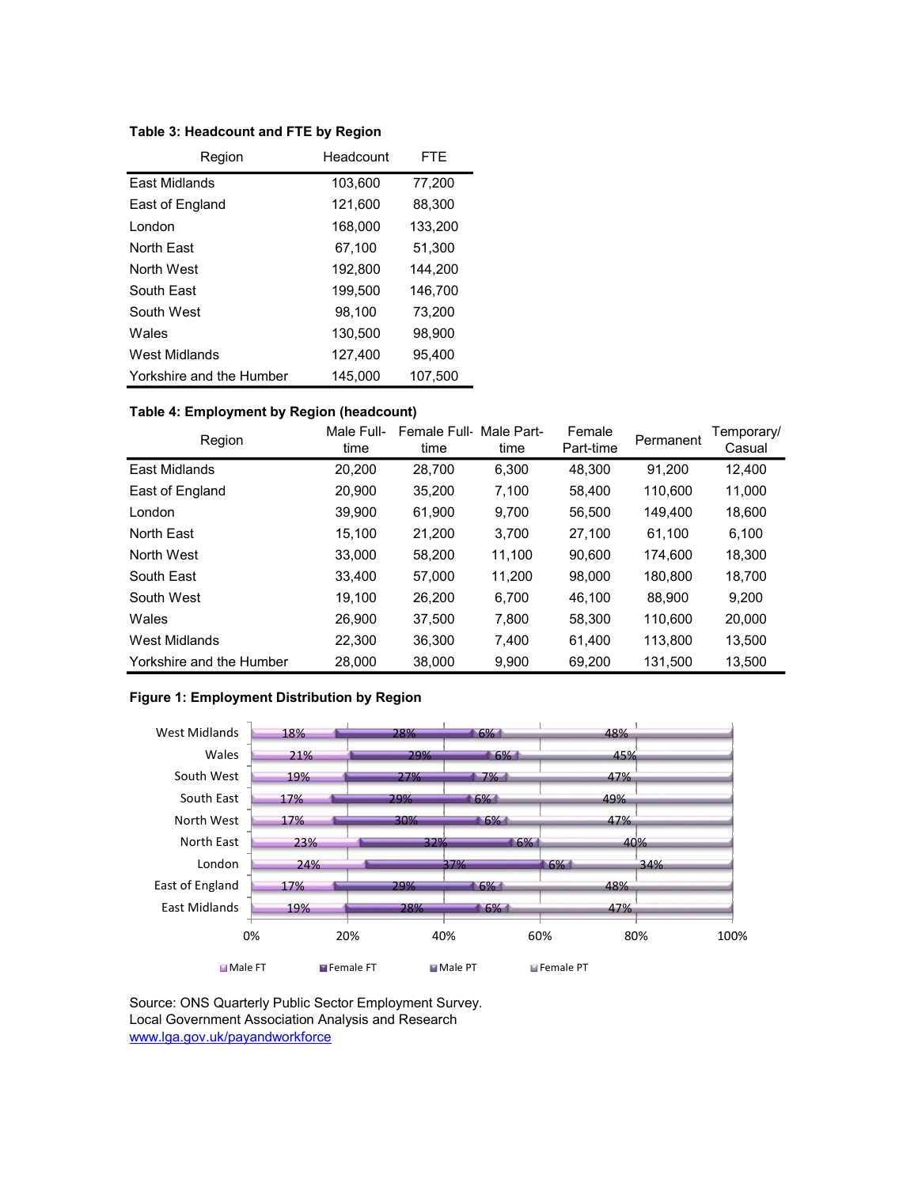**Table 3: Headcount and FTE by Region**

| Region | Headcount | FTE |
|---|---|---|
| East Midlands | 103,600 | 77,200 |
| East of England | 121,600 | 88,300 |
| London | 168,000 | 133,200 |
| North East | 67,100 | 51,300 |
| North West | 192,800 | 144,200 |
| South East | 199,500 | 146,700 |
| South West | 98,100 | 73,200 |
| Wales | 130,500 | 98,900 |
| West Midlands | 127,400 | 95,400 |
| Yorkshire and the Humber | 145,000 | 107,500 |

**Table 4: Employment by Region (headcount)**

| Region | Male Full-time | Female Full-time | Male Part-time | Female Part-time | Permanent | Temporary/ Casual |
|---|---|---|---|---|---|---|
| East Midlands | 20,200 | 28,700 | 6,300 | 48,300 | 91,200 | 12,400 |
| East of England | 20,900 | 35,200 | 7,100 | 58,400 | 110,600 | 11,000 |
| London | 39,900 | 61,900 | 9,700 | 56,500 | 149,400 | 18,600 |
| North East | 15,100 | 21,200 | 3,700 | 27,100 | 61,100 | 6,100 |
| North West | 33,000 | 58,200 | 11,100 | 90,600 | 174,600 | 18,300 |
| South East | 33,400 | 57,000 | 11,200 | 98,000 | 180,800 | 18,700 |
| South West | 19,100 | 26,200 | 6,700 | 46,100 | 88,900 | 9,200 |
| Wales | 26,900 | 37,500 | 7,800 | 58,300 | 110,600 | 20,000 |
| West Midlands | 22,300 | 36,300 | 7,400 | 61,400 | 113,800 | 13,500 |
| Yorkshire and the Humber | 28,000 | 38,000 | 9,900 | 69,200 | 131,500 | 13,500 |

**Figure 1: Employment Distribution by Region**

West Midlands 18% 28% 6% 48%
Wales 21% 29% 6% 45%
South West 19% 27% 7% 47%
South East 17% 29% 6% 49%
North West 17% 30% 6% 47%
North East 23% 32% 6% 40%
London 24% 37% 6% 34%
East of England 17% 29% 6% 48%
East Midlands 19% 28% 6% 47%

0% 20% 40% 60% 80% 100%

Male FT Female FT Male PT Female PT

Source: ONS Quarterly Public Sector Employment Survey.
Local Government Association Analysis and Research
www.lga.gov.uk/payandworkforce